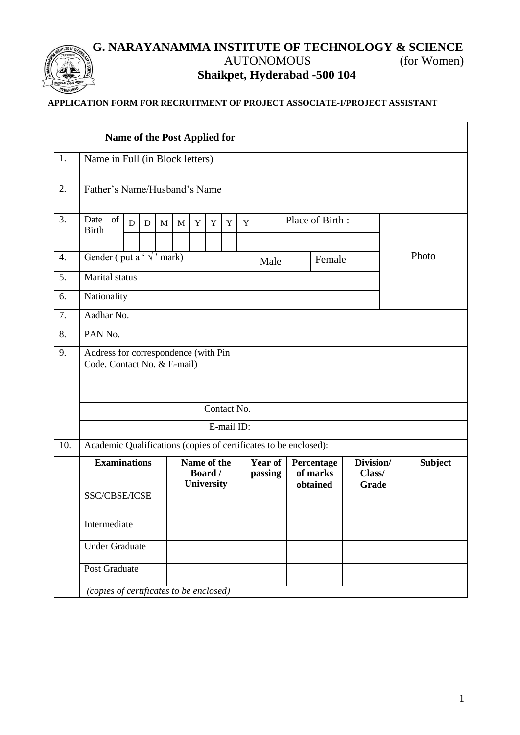# G. NARAYANAMMA INSTITUTE OF TECHNOLOGY & SCIENCE

AUTONOMOUS (for Women)

**Shaikpet, Hyderabad -500 104**

**APPLICATION FORM FOR RECRUITMENT OF PROJECT ASSOCIATE-I/PROJECT ASSISTANT**

| | **Name of the Post Applied for** | | | | | |
|---|---|---|---|---|---|---|
| 1. | Name in Full (in Block letters) | | | | | |
| 2. | Father's Name/Husband's Name | | | | | |
| 3. | Date of Birth D D M M Y Y Y Y | Place of Birth : | | | | Photo |
| 4. | Gender ( put a ' √ ' mark) | Male | Female | | | |
| 5. | Marital status | | | | | |
| 6. | Nationality | | | | | |
| 7. | Aadhar No. | | | | | |
| 8. | PAN No. | | | | | |
| 9. | Address for correspondence (with Pin Code, Contact No. & E-mail) | | | | | |
| | Contact No. | | | | | |
| | E-mail ID: | | | | | |
| 10. | Academic Qualifications (copies of certificates to be enclosed): | | | | | |
| | **Examinations** | **Name of the Board / University** | **Year of passing** | **Percentage of marks obtained** | **Division/ Class/ Grade** | **Subject** |
| | SSC/CBSE/ICSE | | | | | |
| | Intermediate | | | | | |
| | Under Graduate | | | | | |
| | Post Graduate | | | | | |
| | *(copies of certificates to be enclosed)* | | | | | |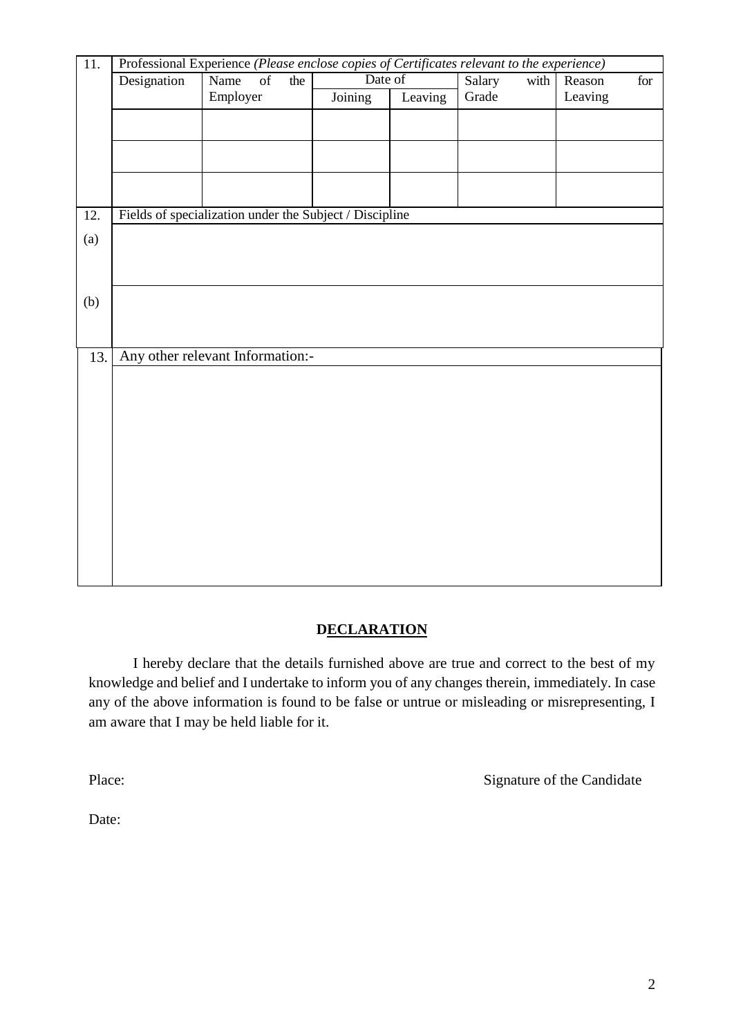| 11. | Professional Experience *(Please enclose copies of Certificates relevant to the experience)* | | | | | |
|---|---|---|---|---|---|---|
| | Designation | Name of the Employer | Date of | | Salary with Grade | Reason for Leaving |
| | | | Joining | Leaving | | |
| | | | | | | |
| | | | | | | |
| | | | | | | |

| 12. | Fields of specialization under the Subject / Discipline |
|---|---|
| (a) | |
| (b) | |

| 13. | Any other relevant Information:- |
|---|---|
| | |

## DECLARATION

I hereby declare that the details furnished above are true and correct to the best of my knowledge and belief and I undertake to inform you of any changes therein, immediately. In case any of the above information is found to be false or untrue or misleading or misrepresenting, I am aware that I may be held liable for it.

Place: Signature of the Candidate

Date: